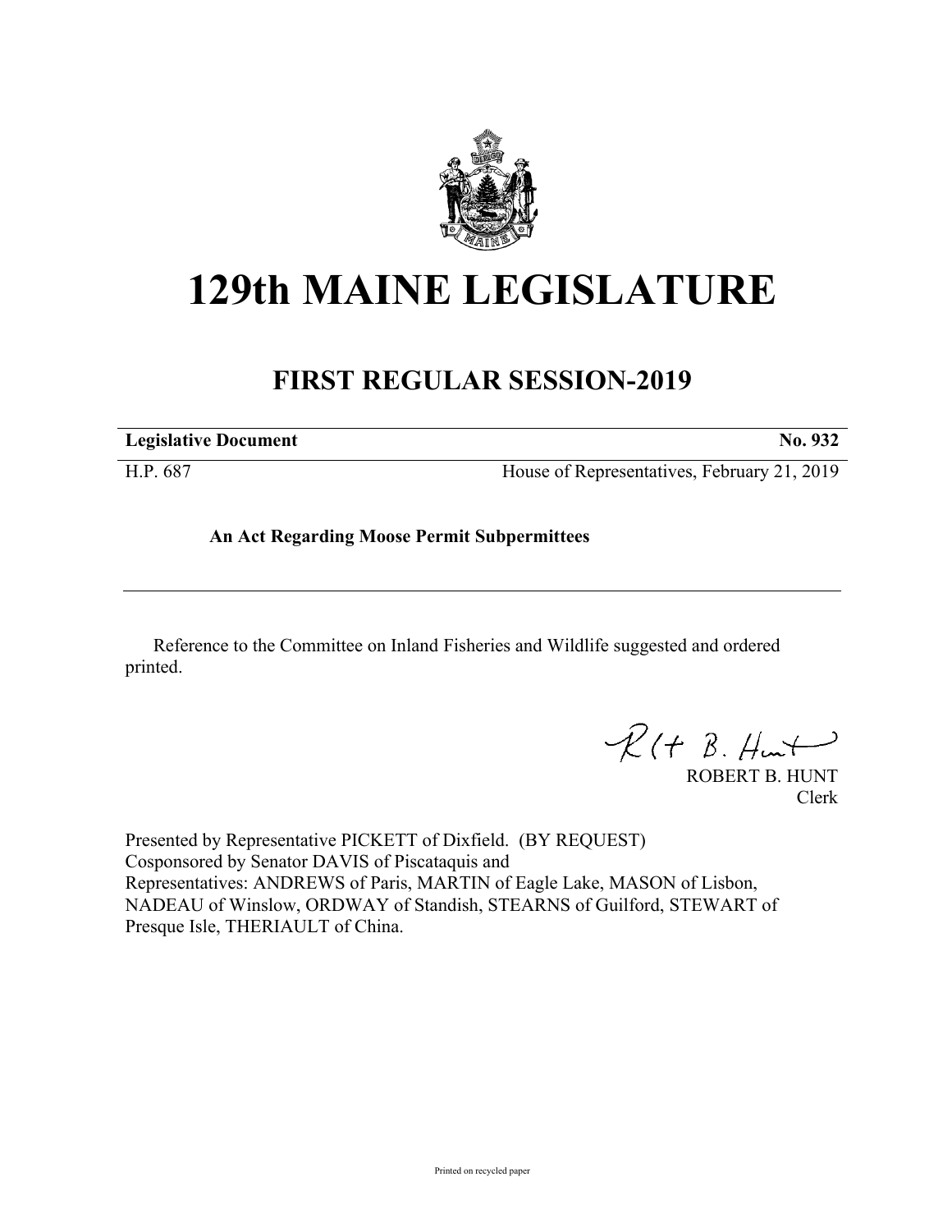# 129th MAINE LEGISLATURE

## FIRST REGULAR SESSION-2019

| **Legislative Document** | **No. 932** |
|---|---|
| H.P. 687 | House of Representatives, February 21, 2019 |

**An Act Regarding Moose Permit Subpermittees**

---

Reference to the Committee on Inland Fisheries and Wildlife suggested and ordered printed.

ROBERT B. HUNT
Clerk

Presented by Representative PICKETT of Dixfield. (BY REQUEST)
Cosponsored by Senator DAVIS of Piscataquis and
Representatives: ANDREWS of Paris, MARTIN of Eagle Lake, MASON of Lisbon, NADEAU of Winslow, ORDWAY of Standish, STEARNS of Guilford, STEWART of Presque Isle, THERIAULT of China.

Printed on recycled paper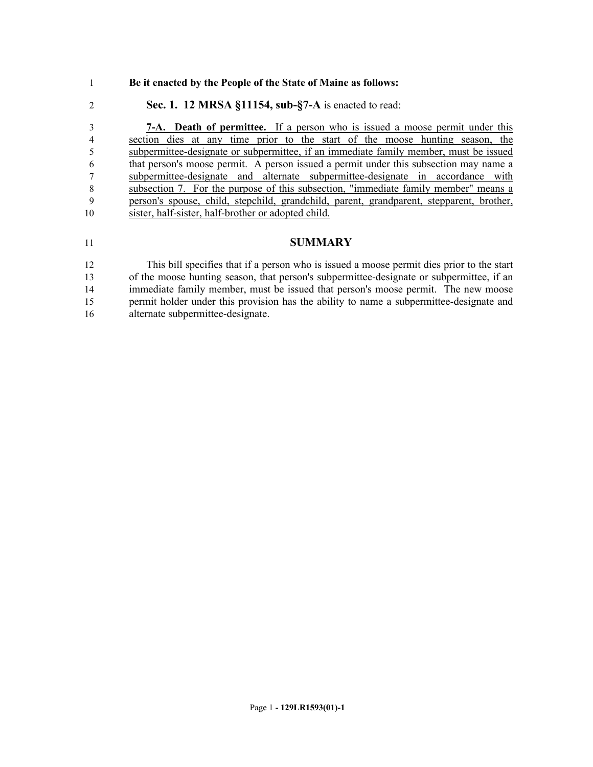**Be it enacted by the People of the State of Maine as follows:**

**Sec. 1. 12 MRSA §11154, sub-§7-A** is enacted to read:

**7-A. Death of permittee.** If a person who is issued a moose permit under this section dies at any time prior to the start of the moose hunting season, the subpermittee-designate or subpermittee, if an immediate family member, must be issued that person's moose permit. A person issued a permit under this subsection may name a subpermittee-designate and alternate subpermittee-designate in accordance with subsection 7. For the purpose of this subsection, "immediate family member" means a person's spouse, child, stepchild, grandchild, parent, grandparent, stepparent, brother, sister, half-sister, half-brother or adopted child.

## SUMMARY

This bill specifies that if a person who is issued a moose permit dies prior to the start of the moose hunting season, that person's subpermittee-designate or subpermittee, if an immediate family member, must be issued that person's moose permit. The new moose permit holder under this provision has the ability to name a subpermittee-designate and alternate subpermittee-designate.